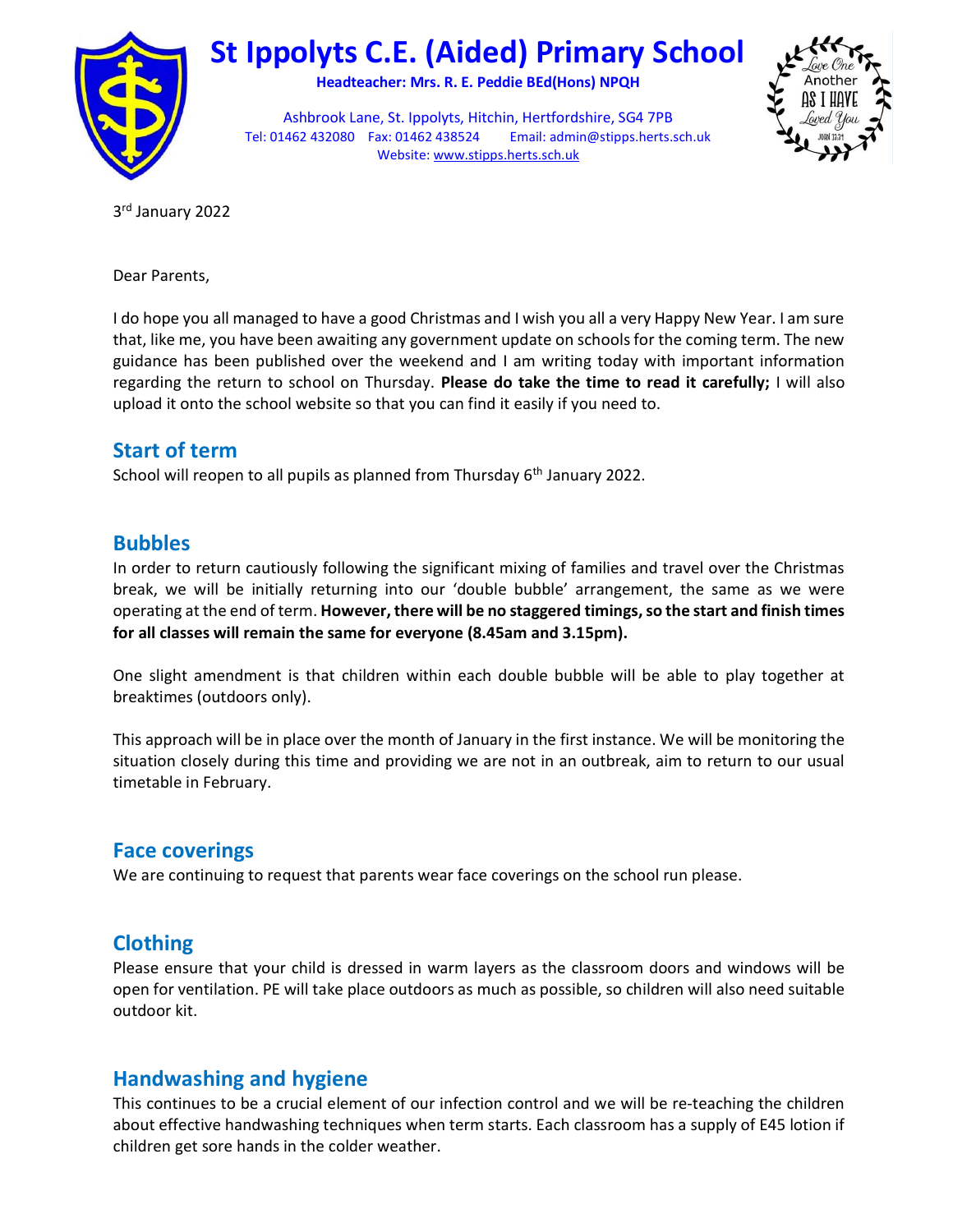# St Ippolyts C.E. (Aided) Primary School

**Headteacher: Mrs. R. E. Peddie BEd(Hons) NPQH**

Ashbrook Lane, St. Ippolyts, Hitchin, Hertfordshire, SG4 7PB
Tel: 01462 432080 Fax: 01462 438524 Email: admin@stipps.herts.sch.uk
Website: www.stipps.herts.sch.uk

Love One Another As I Have Loved You
John 13:34

3rd January 2022

Dear Parents,

I do hope you all managed to have a good Christmas and I wish you all a very Happy New Year. I am sure that, like me, you have been awaiting any government update on schools for the coming term. The new guidance has been published over the weekend and I am writing today with important information regarding the return to school on Thursday. **Please do take the time to read it carefully;** I will also upload it onto the school website so that you can find it easily if you need to.

## Start of term

School will reopen to all pupils as planned from Thursday 6th January 2022.

## Bubbles

In order to return cautiously following the significant mixing of families and travel over the Christmas break, we will be initially returning into our 'double bubble' arrangement, the same as we were operating at the end of term. **However, there will be no staggered timings, so the start and finish times for all classes will remain the same for everyone (8.45am and 3.15pm).**

One slight amendment is that children within each double bubble will be able to play together at breaktimes (outdoors only).

This approach will be in place over the month of January in the first instance. We will be monitoring the situation closely during this time and providing we are not in an outbreak, aim to return to our usual timetable in February.

## Face coverings

We are continuing to request that parents wear face coverings on the school run please.

## Clothing

Please ensure that your child is dressed in warm layers as the classroom doors and windows will be open for ventilation. PE will take place outdoors as much as possible, so children will also need suitable outdoor kit.

## Handwashing and hygiene

This continues to be a crucial element of our infection control and we will be re-teaching the children about effective handwashing techniques when term starts. Each classroom has a supply of E45 lotion if children get sore hands in the colder weather.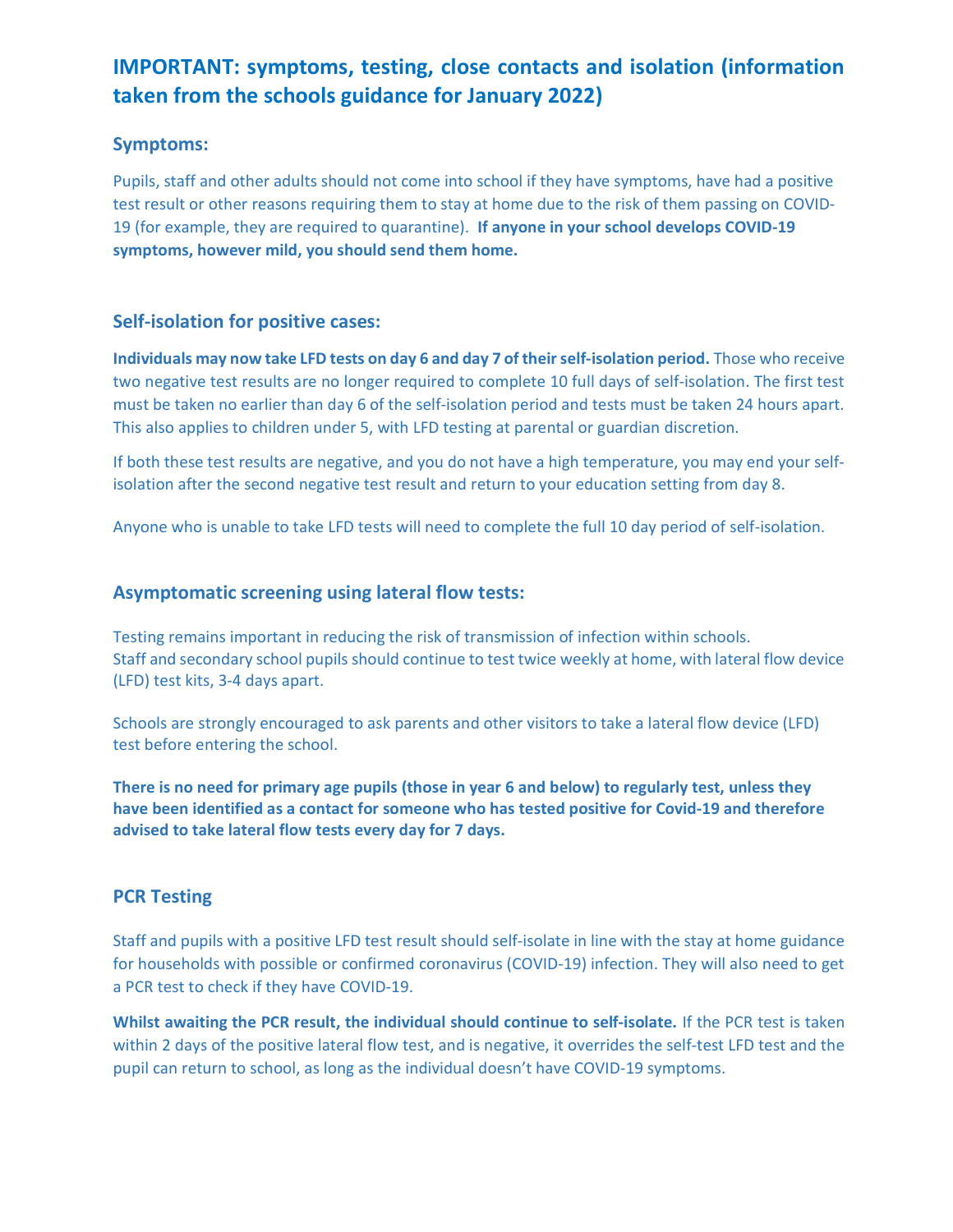## IMPORTANT: symptoms, testing, close contacts and isolation (information taken from the schools guidance for January 2022)

### Symptoms:

Pupils, staff and other adults should not come into school if they have symptoms, have had a positive test result or other reasons requiring them to stay at home due to the risk of them passing on COVID-19 (for example, they are required to quarantine). **If anyone in your school develops COVID-19 symptoms, however mild, you should send them home.**

### Self-isolation for positive cases:

**Individuals may now take LFD tests on day 6 and day 7 of their self-isolation period.** Those who receive two negative test results are no longer required to complete 10 full days of self-isolation. The first test must be taken no earlier than day 6 of the self-isolation period and tests must be taken 24 hours apart. This also applies to children under 5, with LFD testing at parental or guardian discretion.

If both these test results are negative, and you do not have a high temperature, you may end your self-isolation after the second negative test result and return to your education setting from day 8.

Anyone who is unable to take LFD tests will need to complete the full 10 day period of self-isolation.

### Asymptomatic screening using lateral flow tests:

Testing remains important in reducing the risk of transmission of infection within schools.
Staff and secondary school pupils should continue to test twice weekly at home, with lateral flow device (LFD) test kits, 3-4 days apart.

Schools are strongly encouraged to ask parents and other visitors to take a lateral flow device (LFD) test before entering the school.

**There is no need for primary age pupils (those in year 6 and below) to regularly test, unless they have been identified as a contact for someone who has tested positive for Covid-19 and therefore advised to take lateral flow tests every day for 7 days.**

### PCR Testing

Staff and pupils with a positive LFD test result should self-isolate in line with the stay at home guidance for households with possible or confirmed coronavirus (COVID-19) infection. They will also need to get a PCR test to check if they have COVID-19.

**Whilst awaiting the PCR result, the individual should continue to self-isolate.** If the PCR test is taken within 2 days of the positive lateral flow test, and is negative, it overrides the self-test LFD test and the pupil can return to school, as long as the individual doesn't have COVID-19 symptoms.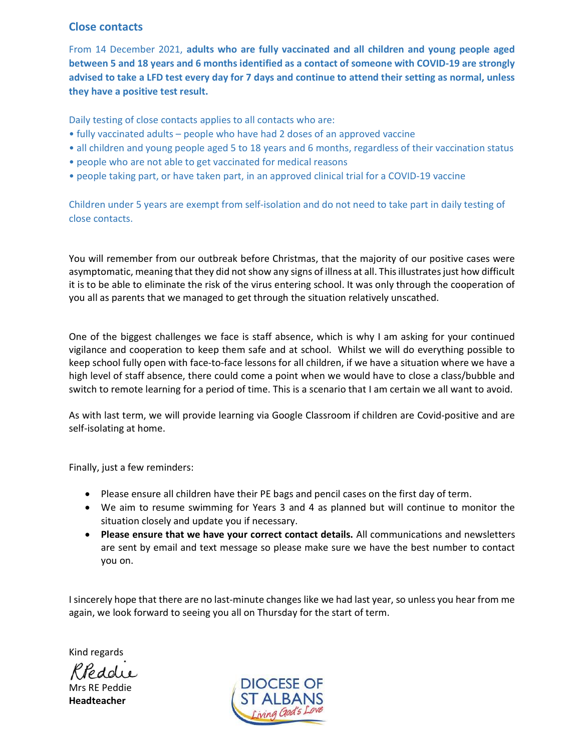## Close contacts

From 14 December 2021, **adults who are fully vaccinated and all children and young people aged between 5 and 18 years and 6 months identified as a contact of someone with COVID-19 are strongly advised to take a LFD test every day for 7 days and continue to attend their setting as normal, unless they have a positive test result.**

Daily testing of close contacts applies to all contacts who are:

- fully vaccinated adults – people who have had 2 doses of an approved vaccine
- all children and young people aged 5 to 18 years and 6 months, regardless of their vaccination status
- people who are not able to get vaccinated for medical reasons
- people taking part, or have taken part, in an approved clinical trial for a COVID-19 vaccine

Children under 5 years are exempt from self-isolation and do not need to take part in daily testing of close contacts.

You will remember from our outbreak before Christmas, that the majority of our positive cases were asymptomatic, meaning that they did not show any signs of illness at all. This illustrates just how difficult it is to be able to eliminate the risk of the virus entering school. It was only through the cooperation of you all as parents that we managed to get through the situation relatively unscathed.

One of the biggest challenges we face is staff absence, which is why I am asking for your continued vigilance and cooperation to keep them safe and at school. Whilst we will do everything possible to keep school fully open with face-to-face lessons for all children, if we have a situation where we have a high level of staff absence, there could come a point when we would have to close a class/bubble and switch to remote learning for a period of time. This is a scenario that I am certain we all want to avoid.

As with last term, we will provide learning via Google Classroom if children are Covid-positive and are self-isolating at home.

Finally, just a few reminders:

- Please ensure all children have their PE bags and pencil cases on the first day of term.
- We aim to resume swimming for Years 3 and 4 as planned but will continue to monitor the situation closely and update you if necessary.
- **Please ensure that we have your correct contact details.** All communications and newsletters are sent by email and text message so please make sure we have the best number to contact you on.

I sincerely hope that there are no last-minute changes like we had last year, so unless you hear from me again, we look forward to seeing you all on Thursday for the start of term.

Kind regards

RPeddie

Mrs RE Peddie
**Headteacher**

DIOCESE OF ST ALBANS
Living God's Love